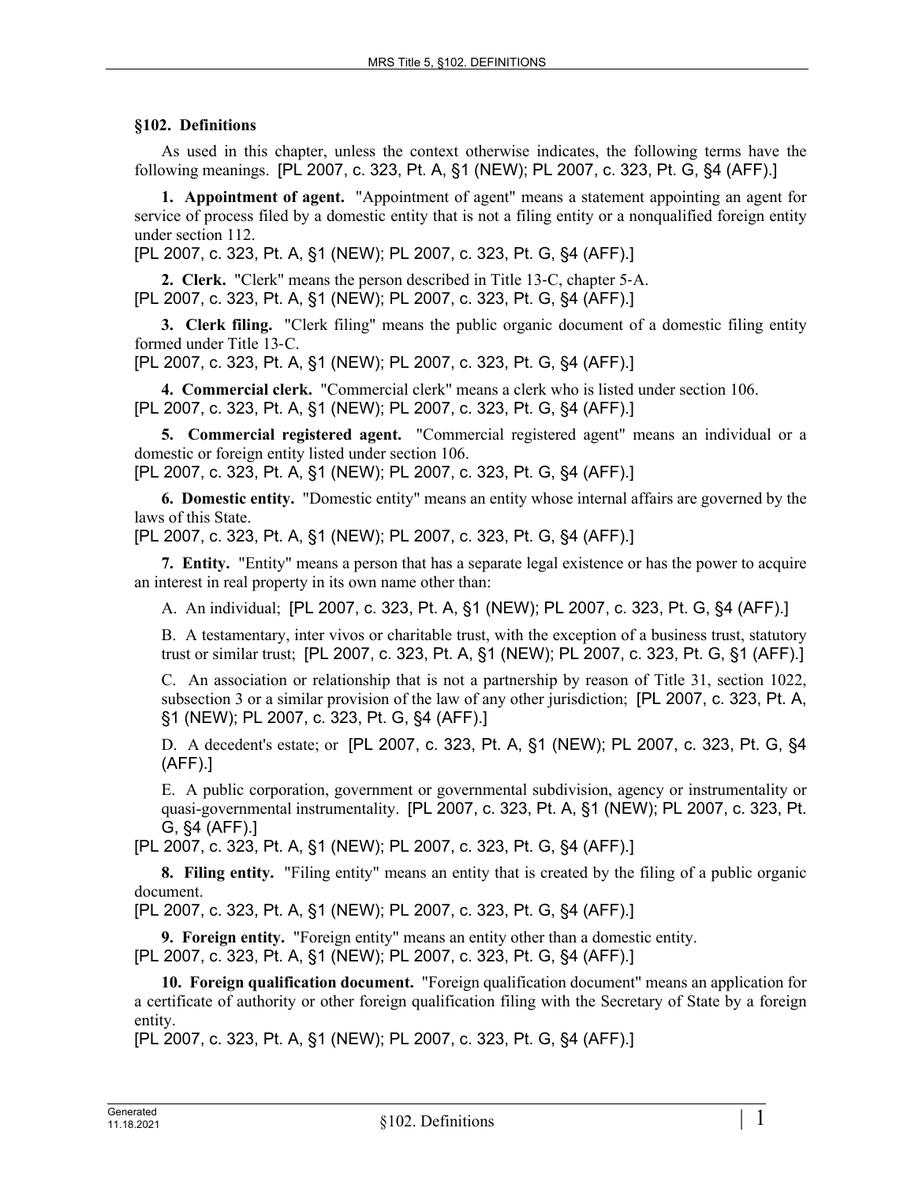## §102. Definitions

As used in this chapter, unless the context otherwise indicates, the following terms have the following meanings. [PL 2007, c. 323, Pt. A, §1 (NEW); PL 2007, c. 323, Pt. G, §4 (AFF).]

**1. Appointment of agent.** "Appointment of agent" means a statement appointing an agent for service of process filed by a domestic entity that is not a filing entity or a nonqualified foreign entity under section 112.

[PL 2007, c. 323, Pt. A, §1 (NEW); PL 2007, c. 323, Pt. G, §4 (AFF).]

**2. Clerk.** "Clerk" means the person described in Title 13-C, chapter 5-A.

[PL 2007, c. 323, Pt. A, §1 (NEW); PL 2007, c. 323, Pt. G, §4 (AFF).]

**3. Clerk filing.** "Clerk filing" means the public organic document of a domestic filing entity formed under Title 13-C.

[PL 2007, c. 323, Pt. A, §1 (NEW); PL 2007, c. 323, Pt. G, §4 (AFF).]

**4. Commercial clerk.** "Commercial clerk" means a clerk who is listed under section 106.

[PL 2007, c. 323, Pt. A, §1 (NEW); PL 2007, c. 323, Pt. G, §4 (AFF).]

**5. Commercial registered agent.** "Commercial registered agent" means an individual or a domestic or foreign entity listed under section 106.

[PL 2007, c. 323, Pt. A, §1 (NEW); PL 2007, c. 323, Pt. G, §4 (AFF).]

**6. Domestic entity.** "Domestic entity" means an entity whose internal affairs are governed by the laws of this State.

[PL 2007, c. 323, Pt. A, §1 (NEW); PL 2007, c. 323, Pt. G, §4 (AFF).]

**7. Entity.** "Entity" means a person that has a separate legal existence or has the power to acquire an interest in real property in its own name other than:

A. An individual; [PL 2007, c. 323, Pt. A, §1 (NEW); PL 2007, c. 323, Pt. G, §4 (AFF).]

B. A testamentary, inter vivos or charitable trust, with the exception of a business trust, statutory trust or similar trust; [PL 2007, c. 323, Pt. A, §1 (NEW); PL 2007, c. 323, Pt. G, §1 (AFF).]

C. An association or relationship that is not a partnership by reason of Title 31, section 1022, subsection 3 or a similar provision of the law of any other jurisdiction; [PL 2007, c. 323, Pt. A, §1 (NEW); PL 2007, c. 323, Pt. G, §4 (AFF).]

D. A decedent's estate; or [PL 2007, c. 323, Pt. A, §1 (NEW); PL 2007, c. 323, Pt. G, §4 (AFF).]

E. A public corporation, government or governmental subdivision, agency or instrumentality or quasi-governmental instrumentality. [PL 2007, c. 323, Pt. A, §1 (NEW); PL 2007, c. 323, Pt. G, §4 (AFF).]

[PL 2007, c. 323, Pt. A, §1 (NEW); PL 2007, c. 323, Pt. G, §4 (AFF).]

**8. Filing entity.** "Filing entity" means an entity that is created by the filing of a public organic document.

[PL 2007, c. 323, Pt. A, §1 (NEW); PL 2007, c. 323, Pt. G, §4 (AFF).]

**9. Foreign entity.** "Foreign entity" means an entity other than a domestic entity.

[PL 2007, c. 323, Pt. A, §1 (NEW); PL 2007, c. 323, Pt. G, §4 (AFF).]

**10. Foreign qualification document.** "Foreign qualification document" means an application for a certificate of authority or other foreign qualification filing with the Secretary of State by a foreign entity.

[PL 2007, c. 323, Pt. A, §1 (NEW); PL 2007, c. 323, Pt. G, §4 (AFF).]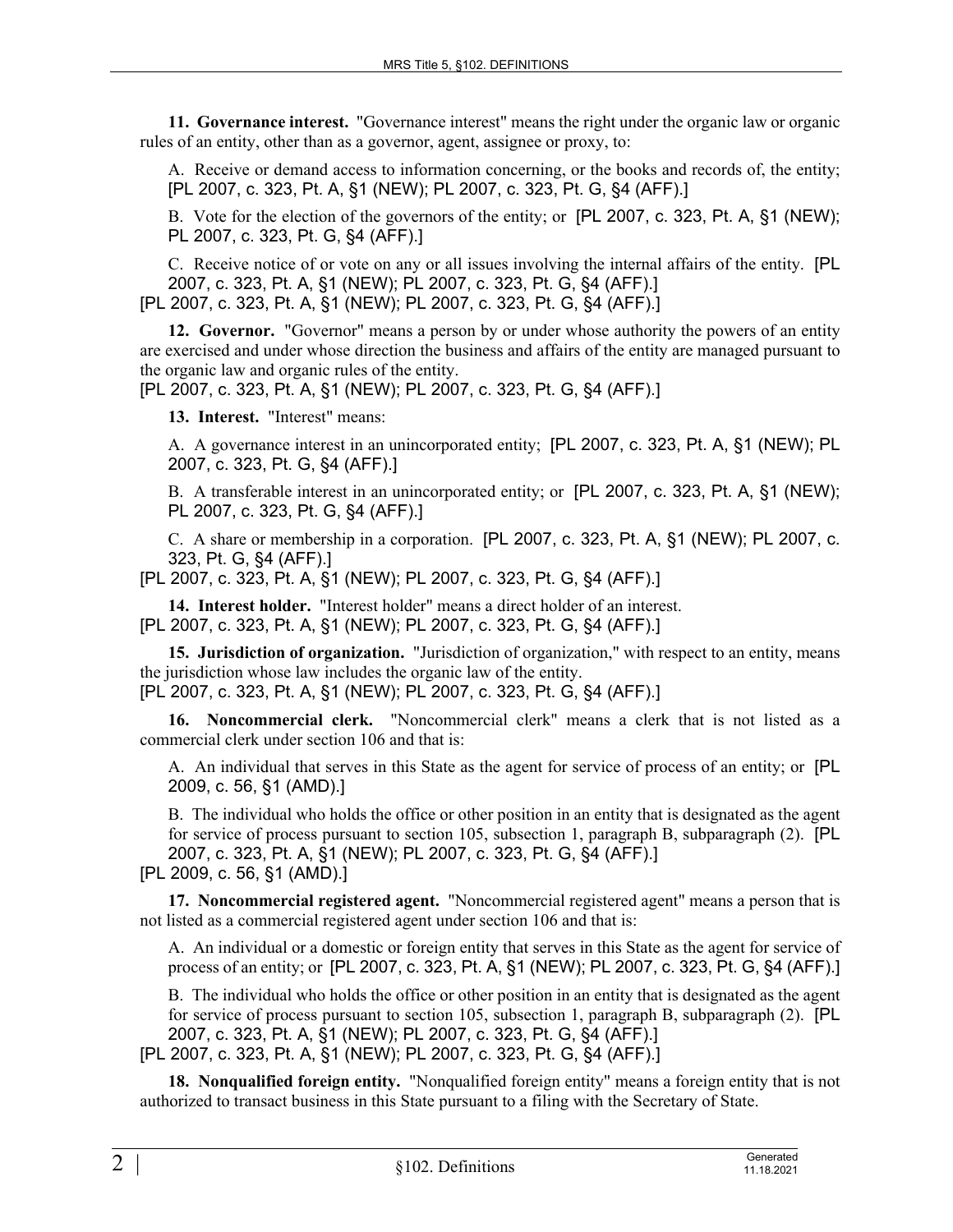**11. Governance interest.** "Governance interest" means the right under the organic law or organic rules of an entity, other than as a governor, agent, assignee or proxy, to:

A. Receive or demand access to information concerning, or the books and records of, the entity; [PL 2007, c. 323, Pt. A, §1 (NEW); PL 2007, c. 323, Pt. G, §4 (AFF).]

B. Vote for the election of the governors of the entity; or [PL 2007, c. 323, Pt. A, §1 (NEW); PL 2007, c. 323, Pt. G, §4 (AFF).]

C. Receive notice of or vote on any or all issues involving the internal affairs of the entity. [PL 2007, c. 323, Pt. A, §1 (NEW); PL 2007, c. 323, Pt. G, §4 (AFF).]

[PL 2007, c. 323, Pt. A, §1 (NEW); PL 2007, c. 323, Pt. G, §4 (AFF).]

**12. Governor.** "Governor" means a person by or under whose authority the powers of an entity are exercised and under whose direction the business and affairs of the entity are managed pursuant to the organic law and organic rules of the entity.

[PL 2007, c. 323, Pt. A, §1 (NEW); PL 2007, c. 323, Pt. G, §4 (AFF).]

**13. Interest.** "Interest" means:

A. A governance interest in an unincorporated entity; [PL 2007, c. 323, Pt. A, §1 (NEW); PL 2007, c. 323, Pt. G, §4 (AFF).]

B. A transferable interest in an unincorporated entity; or [PL 2007, c. 323, Pt. A, §1 (NEW); PL 2007, c. 323, Pt. G, §4 (AFF).]

C. A share or membership in a corporation. [PL 2007, c. 323, Pt. A, §1 (NEW); PL 2007, c. 323, Pt. G, §4 (AFF).]

[PL 2007, c. 323, Pt. A, §1 (NEW); PL 2007, c. 323, Pt. G, §4 (AFF).]

**14. Interest holder.** "Interest holder" means a direct holder of an interest.

[PL 2007, c. 323, Pt. A, §1 (NEW); PL 2007, c. 323, Pt. G, §4 (AFF).]

**15. Jurisdiction of organization.** "Jurisdiction of organization," with respect to an entity, means the jurisdiction whose law includes the organic law of the entity.

[PL 2007, c. 323, Pt. A, §1 (NEW); PL 2007, c. 323, Pt. G, §4 (AFF).]

**16. Noncommercial clerk.** "Noncommercial clerk" means a clerk that is not listed as a commercial clerk under section 106 and that is:

A. An individual that serves in this State as the agent for service of process of an entity; or [PL 2009, c. 56, §1 (AMD).]

B. The individual who holds the office or other position in an entity that is designated as the agent for service of process pursuant to section 105, subsection 1, paragraph B, subparagraph (2). [PL 2007, c. 323, Pt. A, §1 (NEW); PL 2007, c. 323, Pt. G, §4 (AFF).]

[PL 2009, c. 56, §1 (AMD).]

**17. Noncommercial registered agent.** "Noncommercial registered agent" means a person that is not listed as a commercial registered agent under section 106 and that is:

A. An individual or a domestic or foreign entity that serves in this State as the agent for service of process of an entity; or [PL 2007, c. 323, Pt. A, §1 (NEW); PL 2007, c. 323, Pt. G, §4 (AFF).]

B. The individual who holds the office or other position in an entity that is designated as the agent for service of process pursuant to section 105, subsection 1, paragraph B, subparagraph (2). [PL 2007, c. 323, Pt. A, §1 (NEW); PL 2007, c. 323, Pt. G, §4 (AFF).]

[PL 2007, c. 323, Pt. A, §1 (NEW); PL 2007, c. 323, Pt. G, §4 (AFF).]

**18. Nonqualified foreign entity.** "Nonqualified foreign entity" means a foreign entity that is not authorized to transact business in this State pursuant to a filing with the Secretary of State.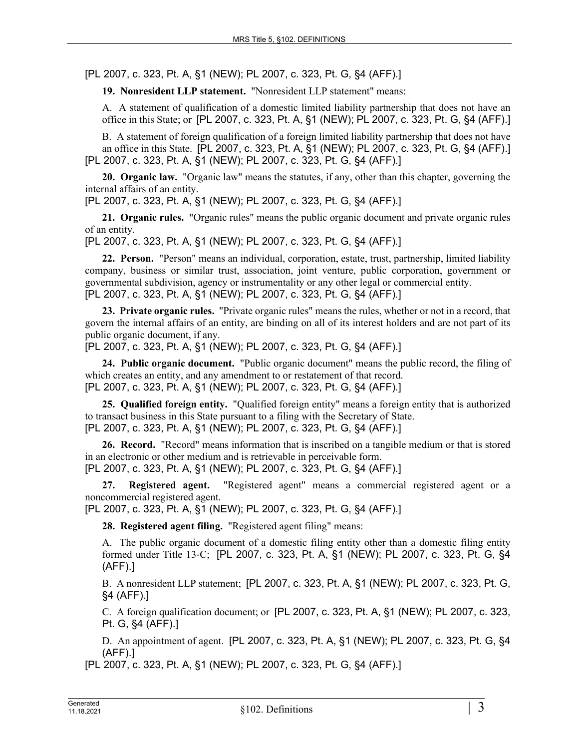[PL 2007, c. 323, Pt. A, §1 (NEW); PL 2007, c. 323, Pt. G, §4 (AFF).]

**19. Nonresident LLP statement.** "Nonresident LLP statement" means:

A. A statement of qualification of a domestic limited liability partnership that does not have an office in this State; or [PL 2007, c. 323, Pt. A, §1 (NEW); PL 2007, c. 323, Pt. G, §4 (AFF).]

B. A statement of foreign qualification of a foreign limited liability partnership that does not have an office in this State. [PL 2007, c. 323, Pt. A, §1 (NEW); PL 2007, c. 323, Pt. G, §4 (AFF).]

[PL 2007, c. 323, Pt. A, §1 (NEW); PL 2007, c. 323, Pt. G, §4 (AFF).]

**20. Organic law.** "Organic law" means the statutes, if any, other than this chapter, governing the internal affairs of an entity.

[PL 2007, c. 323, Pt. A, §1 (NEW); PL 2007, c. 323, Pt. G, §4 (AFF).]

**21. Organic rules.** "Organic rules" means the public organic document and private organic rules of an entity.

[PL 2007, c. 323, Pt. A, §1 (NEW); PL 2007, c. 323, Pt. G, §4 (AFF).]

**22. Person.** "Person" means an individual, corporation, estate, trust, partnership, limited liability company, business or similar trust, association, joint venture, public corporation, government or governmental subdivision, agency or instrumentality or any other legal or commercial entity.

[PL 2007, c. 323, Pt. A, §1 (NEW); PL 2007, c. 323, Pt. G, §4 (AFF).]

**23. Private organic rules.** "Private organic rules" means the rules, whether or not in a record, that govern the internal affairs of an entity, are binding on all of its interest holders and are not part of its public organic document, if any.

[PL 2007, c. 323, Pt. A, §1 (NEW); PL 2007, c. 323, Pt. G, §4 (AFF).]

**24. Public organic document.** "Public organic document" means the public record, the filing of which creates an entity, and any amendment to or restatement of that record.

[PL 2007, c. 323, Pt. A, §1 (NEW); PL 2007, c. 323, Pt. G, §4 (AFF).]

**25. Qualified foreign entity.** "Qualified foreign entity" means a foreign entity that is authorized to transact business in this State pursuant to a filing with the Secretary of State.

[PL 2007, c. 323, Pt. A, §1 (NEW); PL 2007, c. 323, Pt. G, §4 (AFF).]

**26. Record.** "Record" means information that is inscribed on a tangible medium or that is stored in an electronic or other medium and is retrievable in perceivable form.

[PL 2007, c. 323, Pt. A, §1 (NEW); PL 2007, c. 323, Pt. G, §4 (AFF).]

**27. Registered agent.** "Registered agent" means a commercial registered agent or a noncommercial registered agent.

[PL 2007, c. 323, Pt. A, §1 (NEW); PL 2007, c. 323, Pt. G, §4 (AFF).]

**28. Registered agent filing.** "Registered agent filing" means:

A. The public organic document of a domestic filing entity other than a domestic filing entity formed under Title 13-C; [PL 2007, c. 323, Pt. A, §1 (NEW); PL 2007, c. 323, Pt. G, §4 (AFF).]

B. A nonresident LLP statement; [PL 2007, c. 323, Pt. A, §1 (NEW); PL 2007, c. 323, Pt. G, §4 (AFF).]

C. A foreign qualification document; or [PL 2007, c. 323, Pt. A, §1 (NEW); PL 2007, c. 323, Pt. G, §4 (AFF).]

D. An appointment of agent. [PL 2007, c. 323, Pt. A, §1 (NEW); PL 2007, c. 323, Pt. G, §4 (AFF).]

[PL 2007, c. 323, Pt. A, §1 (NEW); PL 2007, c. 323, Pt. G, §4 (AFF).]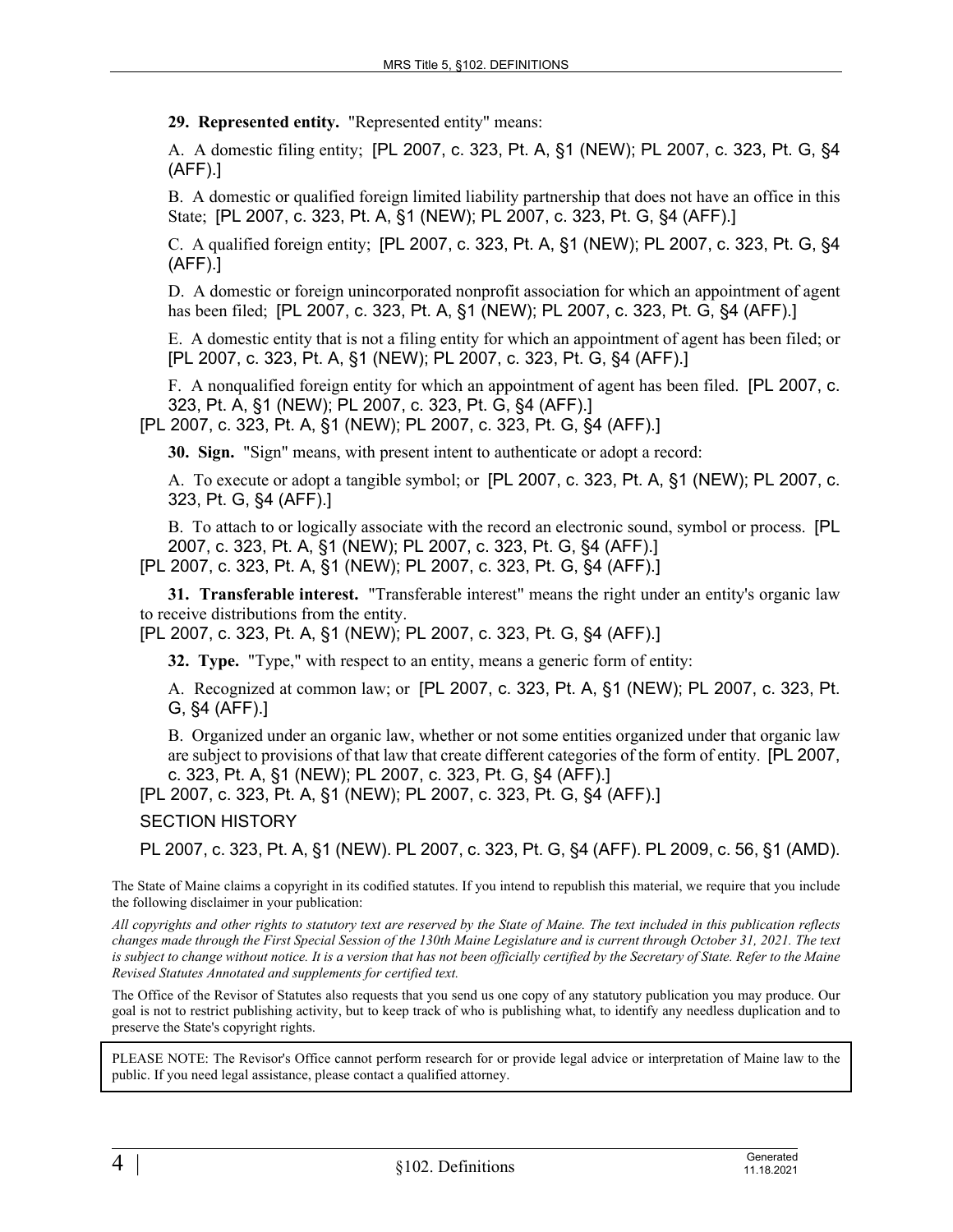**29. Represented entity.** "Represented entity" means:

A. A domestic filing entity; [PL 2007, c. 323, Pt. A, §1 (NEW); PL 2007, c. 323, Pt. G, §4 (AFF).]

B. A domestic or qualified foreign limited liability partnership that does not have an office in this State; [PL 2007, c. 323, Pt. A, §1 (NEW); PL 2007, c. 323, Pt. G, §4 (AFF).]

C. A qualified foreign entity; [PL 2007, c. 323, Pt. A, §1 (NEW); PL 2007, c. 323, Pt. G, §4 (AFF).]

D. A domestic or foreign unincorporated nonprofit association for which an appointment of agent has been filed; [PL 2007, c. 323, Pt. A, §1 (NEW); PL 2007, c. 323, Pt. G, §4 (AFF).]

E. A domestic entity that is not a filing entity for which an appointment of agent has been filed; or [PL 2007, c. 323, Pt. A, §1 (NEW); PL 2007, c. 323, Pt. G, §4 (AFF).]

F. A nonqualified foreign entity for which an appointment of agent has been filed. [PL 2007, c. 323, Pt. A, §1 (NEW); PL 2007, c. 323, Pt. G, §4 (AFF).]

[PL 2007, c. 323, Pt. A, §1 (NEW); PL 2007, c. 323, Pt. G, §4 (AFF).]

**30. Sign.** "Sign" means, with present intent to authenticate or adopt a record:

A. To execute or adopt a tangible symbol; or [PL 2007, c. 323, Pt. A, §1 (NEW); PL 2007, c. 323, Pt. G, §4 (AFF).]

B. To attach to or logically associate with the record an electronic sound, symbol or process. [PL 2007, c. 323, Pt. A, §1 (NEW); PL 2007, c. 323, Pt. G, §4 (AFF).]

[PL 2007, c. 323, Pt. A, §1 (NEW); PL 2007, c. 323, Pt. G, §4 (AFF).]

**31. Transferable interest.** "Transferable interest" means the right under an entity's organic law to receive distributions from the entity.

[PL 2007, c. 323, Pt. A, §1 (NEW); PL 2007, c. 323, Pt. G, §4 (AFF).]

**32. Type.** "Type," with respect to an entity, means a generic form of entity:

A. Recognized at common law; or [PL 2007, c. 323, Pt. A, §1 (NEW); PL 2007, c. 323, Pt. G, §4 (AFF).]

B. Organized under an organic law, whether or not some entities organized under that organic law are subject to provisions of that law that create different categories of the form of entity. [PL 2007, c. 323, Pt. A, §1 (NEW); PL 2007, c. 323, Pt. G, §4 (AFF).]

[PL 2007, c. 323, Pt. A, §1 (NEW); PL 2007, c. 323, Pt. G, §4 (AFF).]

SECTION HISTORY

PL 2007, c. 323, Pt. A, §1 (NEW). PL 2007, c. 323, Pt. G, §4 (AFF). PL 2009, c. 56, §1 (AMD).

The State of Maine claims a copyright in its codified statutes. If you intend to republish this material, we require that you include the following disclaimer in your publication:

*All copyrights and other rights to statutory text are reserved by the State of Maine. The text included in this publication reflects changes made through the First Special Session of the 130th Maine Legislature and is current through October 31, 2021. The text is subject to change without notice. It is a version that has not been officially certified by the Secretary of State. Refer to the Maine Revised Statutes Annotated and supplements for certified text.*

The Office of the Revisor of Statutes also requests that you send us one copy of any statutory publication you may produce. Our goal is not to restrict publishing activity, but to keep track of who is publishing what, to identify any needless duplication and to preserve the State's copyright rights.

PLEASE NOTE: The Revisor's Office cannot perform research for or provide legal advice or interpretation of Maine law to the public. If you need legal assistance, please contact a qualified attorney.